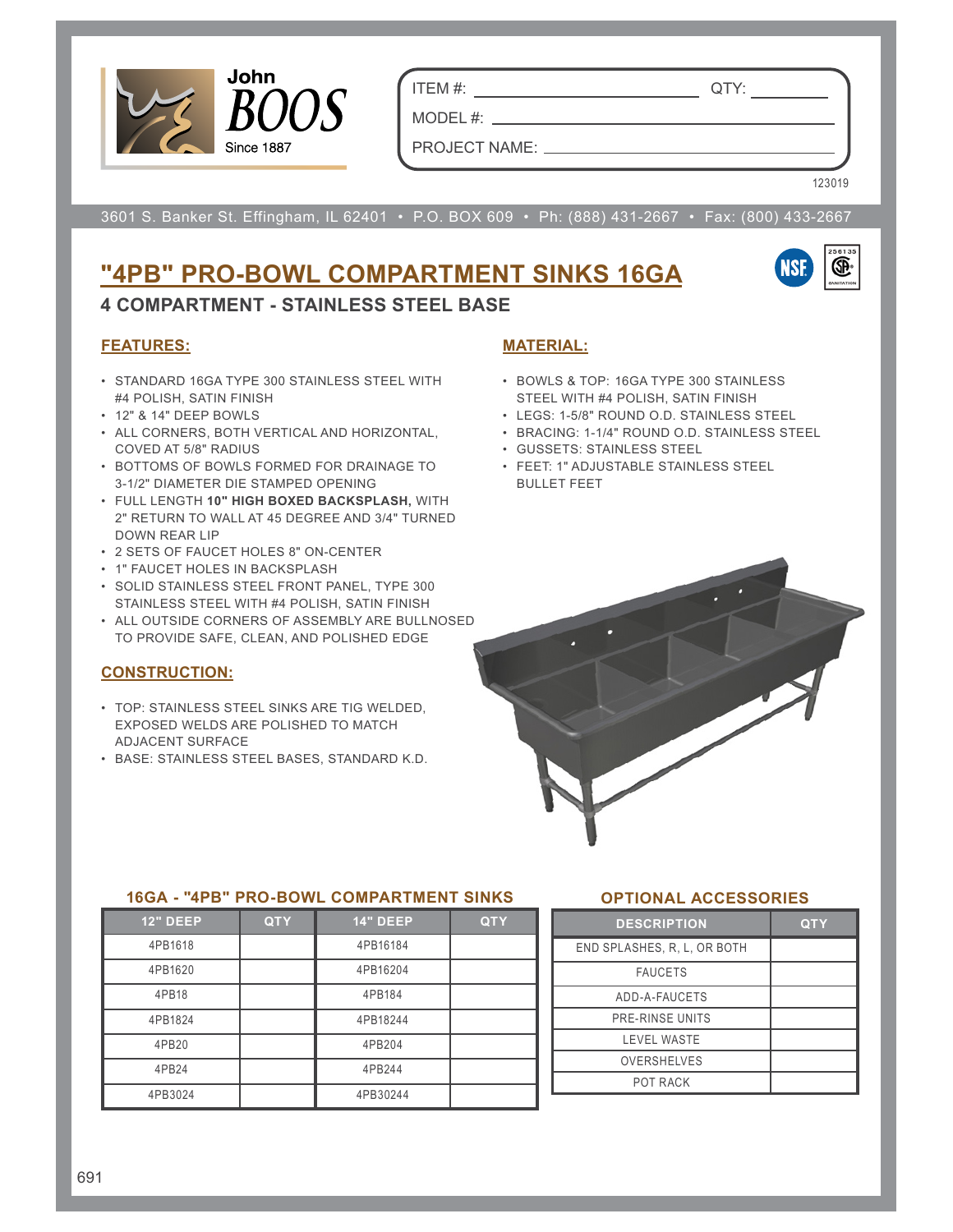John BOOS
Since 1887

ITEM #: ______________________ QTY: __________

MODEL #: ______________________

PROJECT NAME: ______________________

123019

3601 S. Banker St. Effingham, IL 62401 • P.O. BOX 609 • Ph: (888) 431-2667 • Fax: (800) 433-2667

# "4PB" PRO-BOWL COMPARTMENT SINKS 16GA

## 4 COMPARTMENT - STAINLESS STEEL BASE

### FEATURES:

- STANDARD 16GA TYPE 300 STAINLESS STEEL WITH #4 POLISH, SATIN FINISH
- 12" & 14" DEEP BOWLS
- ALL CORNERS, BOTH VERTICAL AND HORIZONTAL, COVED AT 5/8" RADIUS
- BOTTOMS OF BOWLS FORMED FOR DRAINAGE TO 3-1/2" DIAMETER DIE STAMPED OPENING
- FULL LENGTH **10" HIGH BOXED BACKSPLASH,** WITH 2" RETURN TO WALL AT 45 DEGREE AND 3/4" TURNED DOWN REAR LIP
- 2 SETS OF FAUCET HOLES 8" ON-CENTER
- 1" FAUCET HOLES IN BACKSPLASH
- SOLID STAINLESS STEEL FRONT PANEL, TYPE 300 STAINLESS STEEL WITH #4 POLISH, SATIN FINISH
- ALL OUTSIDE CORNERS OF ASSEMBLY ARE BULLNOSED TO PROVIDE SAFE, CLEAN, AND POLISHED EDGE

### CONSTRUCTION:

- TOP: STAINLESS STEEL SINKS ARE TIG WELDED, EXPOSED WELDS ARE POLISHED TO MATCH ADJACENT SURFACE
- BASE: STAINLESS STEEL BASES, STANDARD K.D.

### MATERIAL:

- BOWLS & TOP: 16GA TYPE 300 STAINLESS STEEL WITH #4 POLISH, SATIN FINISH
- LEGS: 1-5/8" ROUND O.D. STAINLESS STEEL
- BRACING: 1-1/4" ROUND O.D. STAINLESS STEEL
- GUSSETS: STAINLESS STEEL
- FEET: 1" ADJUSTABLE STAINLESS STEEL BULLET FEET

### 16GA - "4PB" PRO-BOWL COMPARTMENT SINKS

| 12" DEEP | QTY | 14" DEEP | QTY |
|---|---|---|---|
| 4PB1618 | | 4PB16184 | |
| 4PB1620 | | 4PB16204 | |
| 4PB18 | | 4PB184 | |
| 4PB1824 | | 4PB18244 | |
| 4PB20 | | 4PB204 | |
| 4PB24 | | 4PB244 | |
| 4PB3024 | | 4PB30244 | |

### OPTIONAL ACCESSORIES

| DESCRIPTION | QTY |
|---|---|
| END SPLASHES, R, L, OR BOTH | |
| FAUCETS | |
| ADD-A-FAUCETS | |
| PRE-RINSE UNITS | |
| LEVEL WASTE | |
| OVERSHELVES | |
| POT RACK | |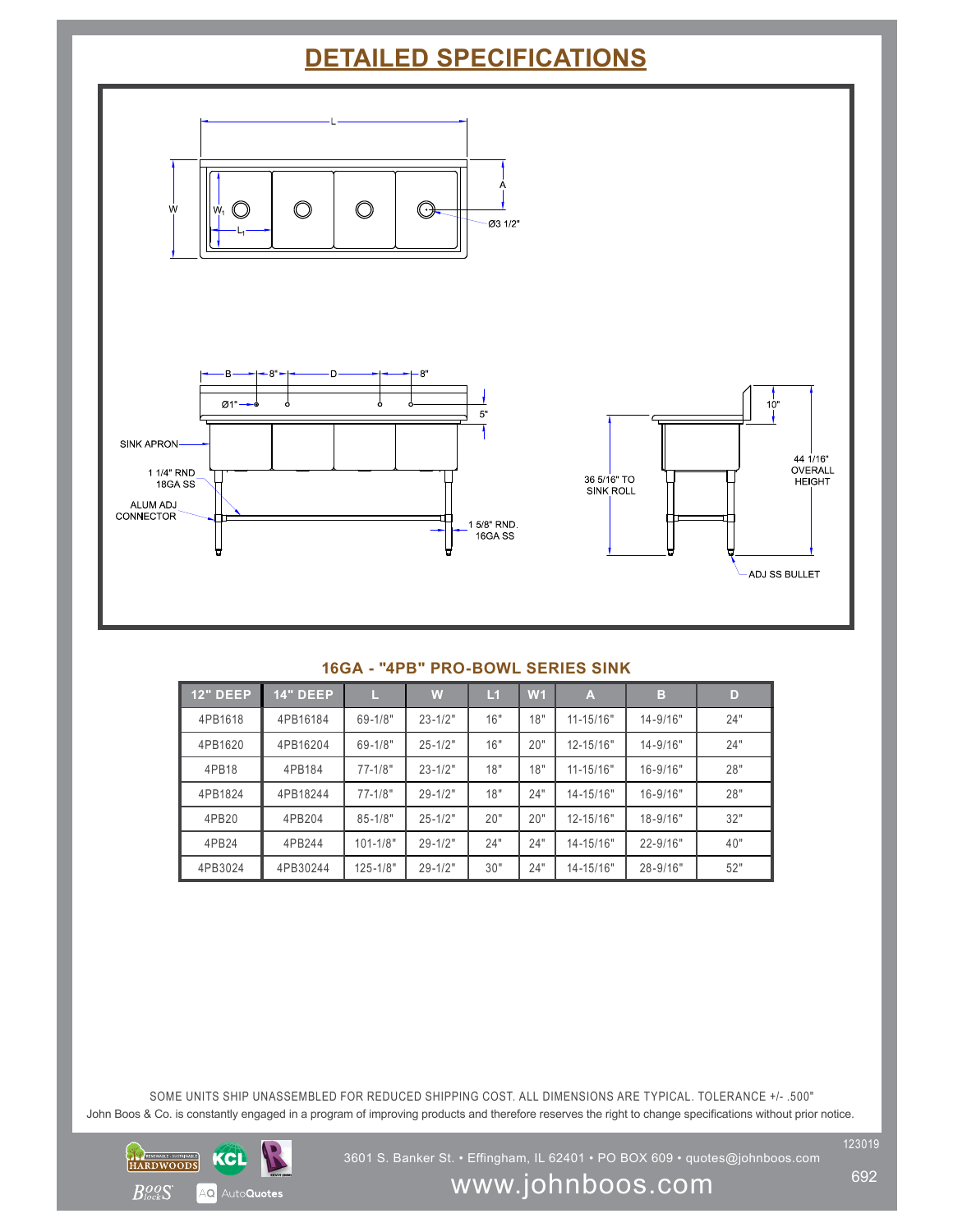# DETAILED SPECIFICATIONS

L

W

A

$W_1$

$L_1$

Ø3 1/2"

B 8" D 8"

Ø1"

5"

SINK APRON

1 1/4" RND 18GA SS

ALUM ADJ CONNECTOR

1 5/8" RND. 16GA SS

10"

36 5/16" TO SINK ROLL

44 1/16" OVERALL HEIGHT

ADJ SS BULLET

## 16GA - "4PB" PRO-BOWL SERIES SINK

| 12" DEEP | 14" DEEP | L | W | L1 | W1 | A | B | D |
|---|---|---|---|---|---|---|---|---|
| 4PB1618 | 4PB16184 | 69-1/8" | 23-1/2" | 16" | 18" | 11-15/16" | 14-9/16" | 24" |
| 4PB1620 | 4PB16204 | 69-1/8" | 25-1/2" | 16" | 20" | 12-15/16" | 14-9/16" | 24" |
| 4PB18 | 4PB184 | 77-1/8" | 23-1/2" | 18" | 18" | 11-15/16" | 16-9/16" | 28" |
| 4PB1824 | 4PB18244 | 77-1/8" | 29-1/2" | 18" | 24" | 14-15/16" | 16-9/16" | 28" |
| 4PB20 | 4PB204 | 85-1/8" | 25-1/2" | 20" | 20" | 12-15/16" | 18-9/16" | 32" |
| 4PB24 | 4PB244 | 101-1/8" | 29-1/2" | 24" | 24" | 14-15/16" | 22-9/16" | 40" |
| 4PB3024 | 4PB30244 | 125-1/8" | 29-1/2" | 30" | 24" | 14-15/16" | 28-9/16" | 52" |

SOME UNITS SHIP UNASSEMBLED FOR REDUCED SHIPPING COST. ALL DIMENSIONS ARE TYPICAL. TOLERANCE +/- .500"

John Boos & Co. is constantly engaged in a program of improving products and therefore reserves the right to change specifications without prior notice.

123019

3601 S. Banker St. • Effingham, IL 62401 • PO BOX 609 • quotes@johnboos.com

www.johnboos.com